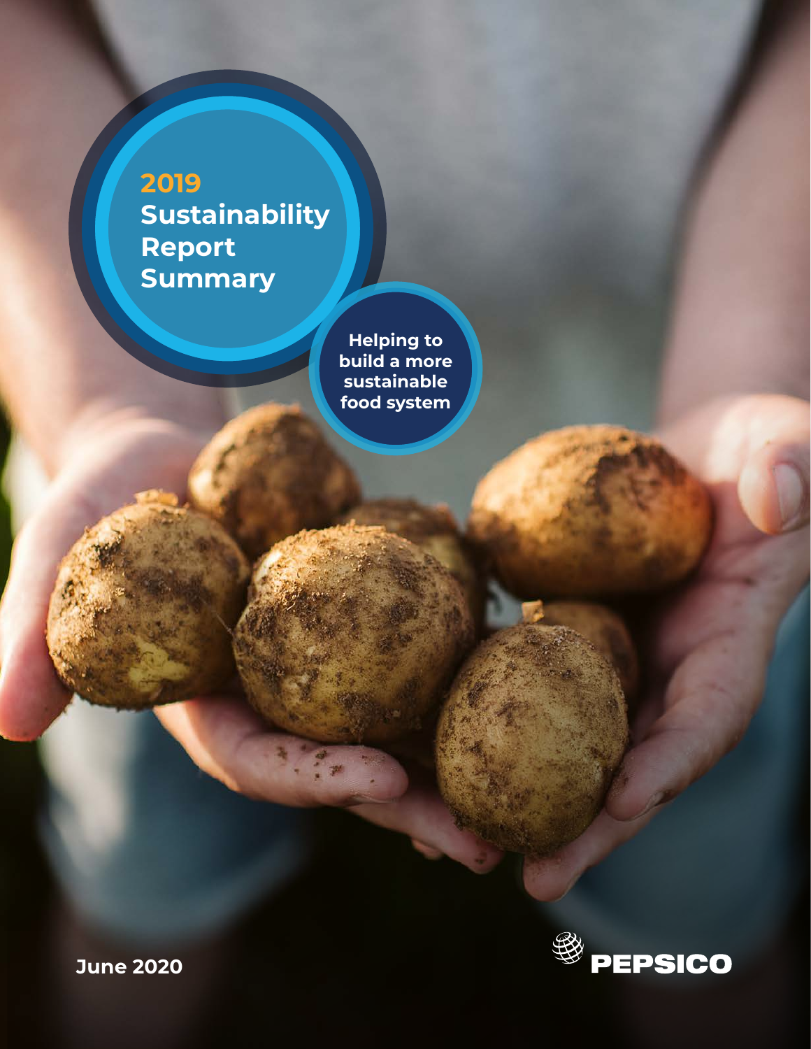# 2019 Sustainability Report Summary

**Helping to build a more sustainable food system**

June 2020

PEPSICO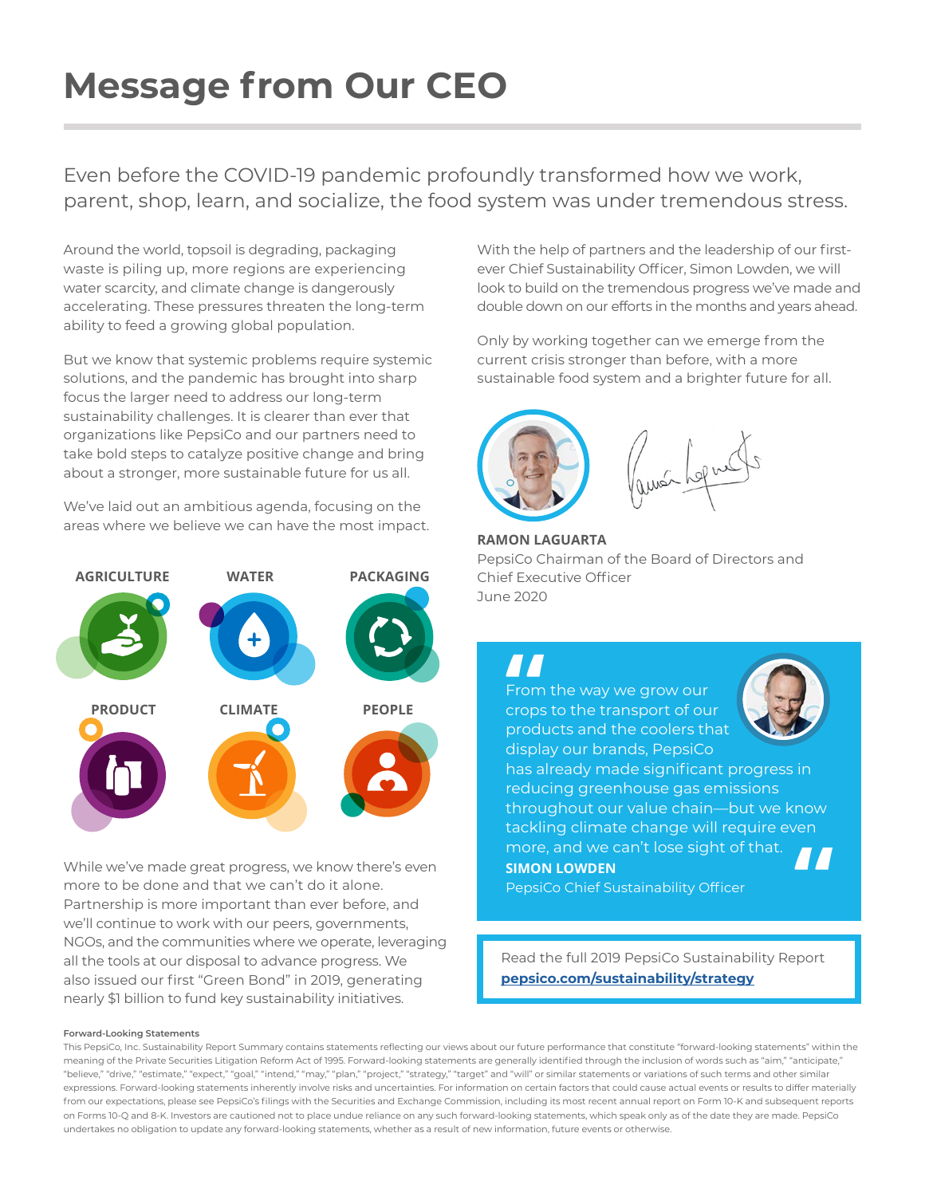# Message from Our CEO

Even before the COVID-19 pandemic profoundly transformed how we work, parent, shop, learn, and socialize, the food system was under tremendous stress.

Around the world, topsoil is degrading, packaging waste is piling up, more regions are experiencing water scarcity, and climate change is dangerously accelerating. These pressures threaten the long-term ability to feed a growing global population.

But we know that systemic problems require systemic solutions, and the pandemic has brought into sharp focus the larger need to address our long-term sustainability challenges. It is clearer than ever that organizations like PepsiCo and our partners need to take bold steps to catalyze positive change and bring about a stronger, more sustainable future for us all.

We've laid out an ambitious agenda, focusing on the areas where we believe we can have the most impact.

AGRICULTURE | WATER | PACKAGING

PRODUCT | CLIMATE | PEOPLE

While we've made great progress, we know there's even more to be done and that we can't do it alone. Partnership is more important than ever before, and we'll continue to work with our peers, governments, NGOs, and the communities where we operate, leveraging all the tools at our disposal to advance progress. We also issued our first "Green Bond" in 2019, generating nearly $1 billion to fund key sustainability initiatives.

With the help of partners and the leadership of our first-ever Chief Sustainability Officer, Simon Lowden, we will look to build on the tremendous progress we've made and double down on our efforts in the months and years ahead.

Only by working together can we emerge from the current crisis stronger than before, with a more sustainable food system and a brighter future for all.

**RAMON LAGUARTA**
PepsiCo Chairman of the Board of Directors and Chief Executive Officer
June 2020

> "From the way we grow our crops to the transport of our products and the coolers that display our brands, PepsiCo has already made significant progress in reducing greenhouse gas emissions throughout our value chain—but we know tackling climate change will require even more, and we can't lose sight of that."
>
> **SIMON LOWDEN**
> PepsiCo Chief Sustainability Officer

Read the full 2019 PepsiCo Sustainability Report
**pepsico.com/sustainability/strategy**

**Forward-Looking Statements**

This PepsiCo, Inc. Sustainability Report Summary contains statements reflecting our views about our future performance that constitute "forward-looking statements" within the meaning of the Private Securities Litigation Reform Act of 1995. Forward-looking statements are generally identified through the inclusion of words such as "aim," "anticipate," "believe," "drive," "estimate," "expect," "goal," "intend," "may," "plan," "project," "strategy," "target" and "will" or similar statements or variations of such terms and other similar expressions. Forward-looking statements inherently involve risks and uncertainties. For information on certain factors that could cause actual events or results to differ materially from our expectations, please see PepsiCo's filings with the Securities and Exchange Commission, including its most recent annual report on Form 10-K and subsequent reports on Forms 10-Q and 8-K. Investors are cautioned not to place undue reliance on any such forward-looking statements, which speak only as of the date they are made. PepsiCo undertakes no obligation to update any forward-looking statements, whether as a result of new information, future events or otherwise.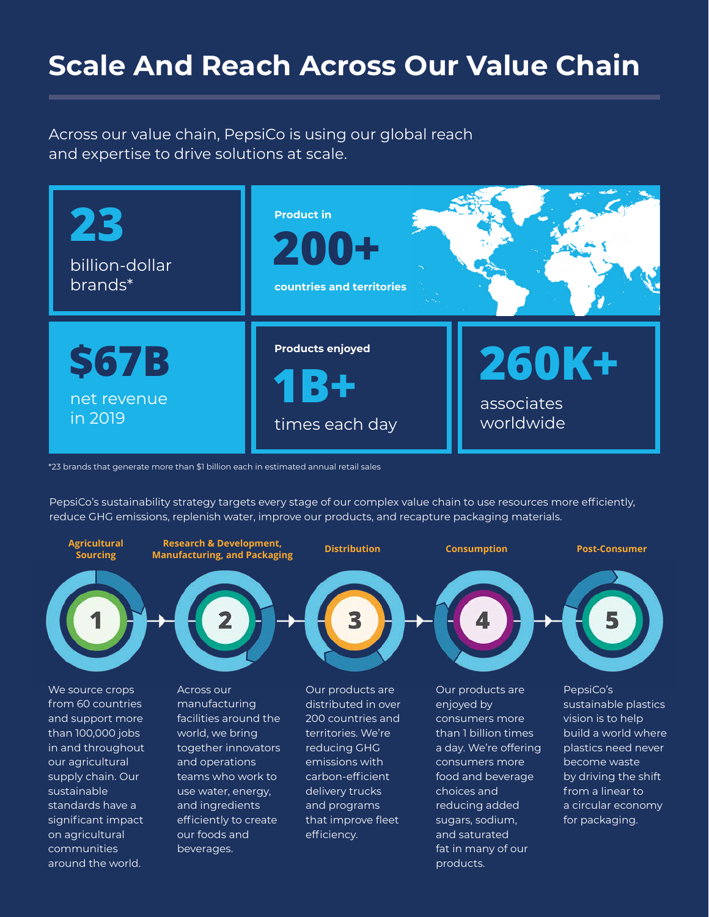# Scale And Reach Across Our Value Chain

Across our value chain, PepsiCo is using our global reach and expertise to drive solutions at scale.

**23**
billion-dollar brands*

**Product in 200+ countries and territories**

**$67B**
net revenue in 2019

**Products enjoyed 1B+ times each day**

**260K+**
associates worldwide

*23 brands that generate more than $1 billion each in estimated annual retail sales

PepsiCo's sustainability strategy targets every stage of our complex value chain to use resources more efficiently, reduce GHG emissions, replenish water, improve our products, and recapture packaging materials.

**1. Agricultural Sourcing**

We source crops from 60 countries and support more than 100,000 jobs in and throughout our agricultural supply chain. Our sustainable standards have a significant impact on agricultural communities around the world.

**2. Research & Development, Manufacturing, and Packaging**

Across our manufacturing facilities around the world, we bring together innovators and operations teams who work to use water, energy, and ingredients efficiently to create our foods and beverages.

**3. Distribution**

Our products are distributed in over 200 countries and territories. We're reducing GHG emissions with carbon-efficient delivery trucks and programs that improve fleet efficiency.

**4. Consumption**

Our products are enjoyed by consumers more than 1 billion times a day. We're offering consumers more food and beverage choices and reducing added sugars, sodium, and saturated fat in many of our products.

**5. Post-Consumer**

PepsiCo's sustainable plastics vision is to help build a world where plastics need never become waste by driving the shift from a linear to a circular economy for packaging.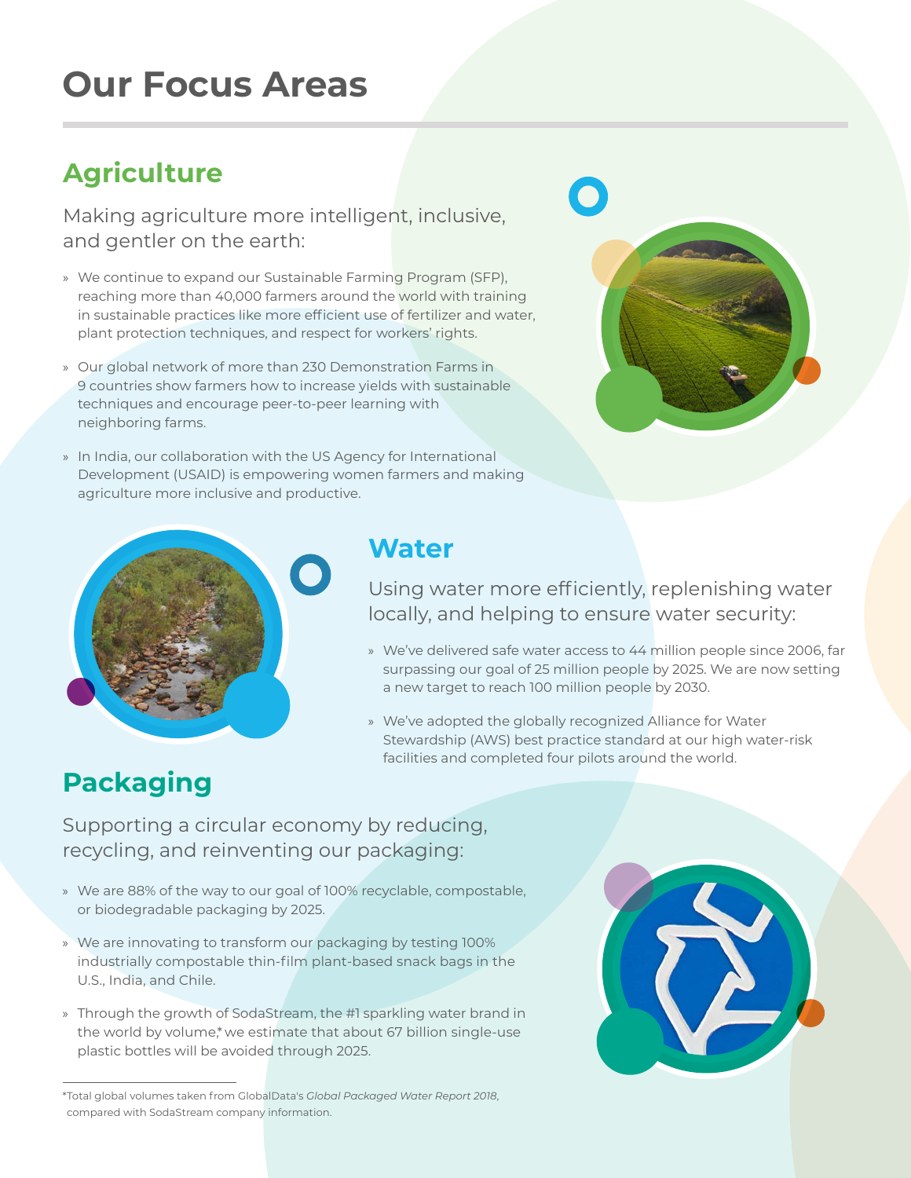# Our Focus Areas

## Agriculture

Making agriculture more intelligent, inclusive, and gentler on the earth:

- We continue to expand our Sustainable Farming Program (SFP), reaching more than 40,000 farmers around the world with training in sustainable practices like more efficient use of fertilizer and water, plant protection techniques, and respect for workers' rights.
- Our global network of more than 230 Demonstration Farms in 9 countries show farmers how to increase yields with sustainable techniques and encourage peer-to-peer learning with neighboring farms.
- In India, our collaboration with the US Agency for International Development (USAID) is empowering women farmers and making agriculture more inclusive and productive.

## Water

Using water more efficiently, replenishing water locally, and helping to ensure water security:

- We've delivered safe water access to 44 million people since 2006, far surpassing our goal of 25 million people by 2025. We are now setting a new target to reach 100 million people by 2030.
- We've adopted the globally recognized Alliance for Water Stewardship (AWS) best practice standard at our high water-risk facilities and completed four pilots around the world.

## Packaging

Supporting a circular economy by reducing, recycling, and reinventing our packaging:

- We are 88% of the way to our goal of 100% recyclable, compostable, or biodegradable packaging by 2025.
- We are innovating to transform our packaging by testing 100% industrially compostable thin-film plant-based snack bags in the U.S., India, and Chile.
- Through the growth of SodaStream, the #1 sparkling water brand in the world by volume,* we estimate that about 67 billion single-use plastic bottles will be avoided through 2025.

---

*Total global volumes taken from GlobalData's *Global Packaged Water Report 2018*, compared with SodaStream company information.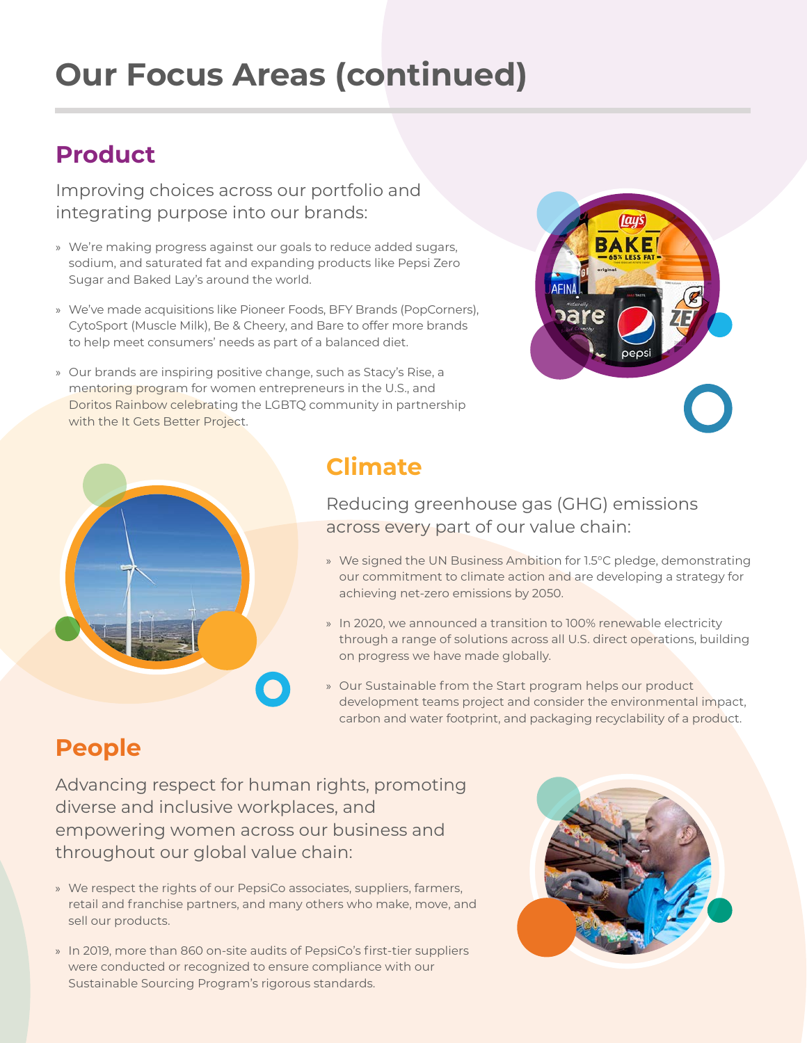# Our Focus Areas (continued)

## Product

Improving choices across our portfolio and integrating purpose into our brands:

- We're making progress against our goals to reduce added sugars, sodium, and saturated fat and expanding products like Pepsi Zero Sugar and Baked Lay's around the world.
- We've made acquisitions like Pioneer Foods, BFY Brands (PopCorners), CytoSport (Muscle Milk), Be & Cheery, and Bare to offer more brands to help meet consumers' needs as part of a balanced diet.
- Our brands are inspiring positive change, such as Stacy's Rise, a mentoring program for women entrepreneurs in the U.S., and Doritos Rainbow celebrating the LGBTQ community in partnership with the It Gets Better Project.

## Climate

Reducing greenhouse gas (GHG) emissions across every part of our value chain:

- We signed the UN Business Ambition for 1.5°C pledge, demonstrating our commitment to climate action and are developing a strategy for achieving net-zero emissions by 2050.
- In 2020, we announced a transition to 100% renewable electricity through a range of solutions across all U.S. direct operations, building on progress we have made globally.
- Our Sustainable from the Start program helps our product development teams project and consider the environmental impact, carbon and water footprint, and packaging recyclability of a product.

## People

Advancing respect for human rights, promoting diverse and inclusive workplaces, and empowering women across our business and throughout our global value chain:

- We respect the rights of our PepsiCo associates, suppliers, farmers, retail and franchise partners, and many others who make, move, and sell our products.
- In 2019, more than 860 on-site audits of PepsiCo's first-tier suppliers were conducted or recognized to ensure compliance with our Sustainable Sourcing Program's rigorous standards.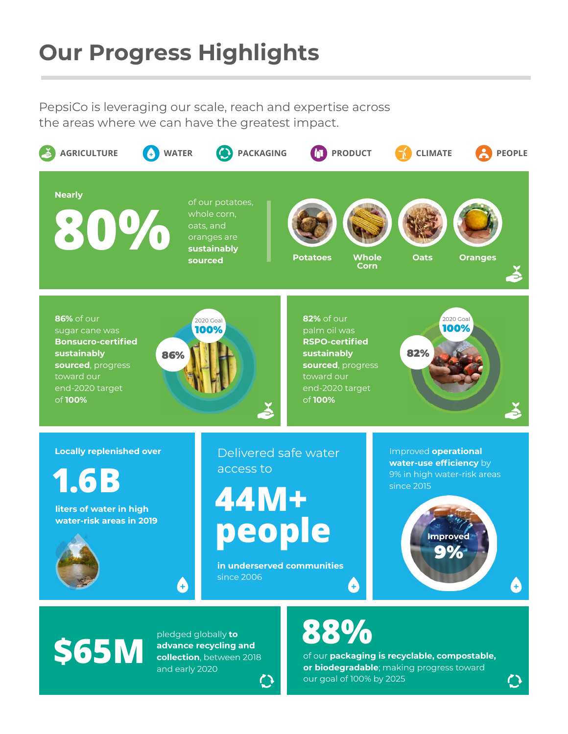# Our Progress Highlights

PepsiCo is leveraging our scale, reach and expertise across the areas where we can have the greatest impact.

AGRICULTURE | WATER | PACKAGING | PRODUCT | CLIMATE | PEOPLE

**Nearly**

# 80%

of our potatoes, whole corn, oats, and oranges are **sustainably sourced**

Potatoes | Whole Corn | Oats | Oranges

**86%** of our sugar cane was **Bonsucro-certified sustainably sourced**, progress toward our end-2020 target of **100%**

2020 Goal **100%**

**86%**

**82%** of our palm oil was **RSPO-certified sustainably sourced**, progress toward our end-2020 target of **100%**

2020 Goal **100%**

**82%**

**Locally replenished over**

# 1.6B

**liters of water in high water-risk areas in 2019**

Delivered safe water access to

# 44M+ people

**in underserved communities** since 2006

Improved **operational water-use efficiency** by 9% in high water-risk areas since 2015

**Improved 9%**

# $65M

pledged globally **to advance recycling and collection**, between 2018 and early 2020

# 88%

of our **packaging is recyclable, compostable, or biodegradable**; making progress toward our goal of 100% by 2025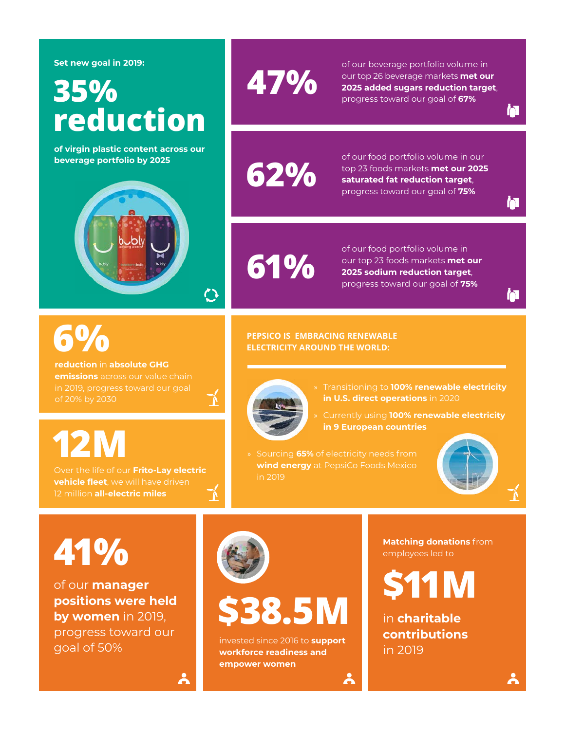Set new goal in 2019:

## 35% reduction

**of virgin plastic content across our beverage portfolio by 2025**

## 47%

of our beverage portfolio volume in our top 26 beverage markets **met our 2025 added sugars reduction target**, progress toward our goal of **67%**

## 62%

of our food portfolio volume in our top 23 foods markets **met our 2025 saturated fat reduction target**, progress toward our goal of **75%**

## 61%

of our food portfolio volume in our top 23 foods markets **met our 2025 sodium reduction target**, progress toward our goal of **75%**

## 6%

**reduction** in **absolute GHG emissions** across our value chain in 2019, progress toward our goal of 20% by 2030

## 12M

Over the life of our **Frito-Lay electric vehicle fleet**, we will have driven 12 million **all-electric miles**

### PEPSICO IS EMBRACING RENEWABLE ELECTRICITY AROUND THE WORLD:

- Transitioning to **100% renewable electricity in U.S. direct operations** in 2020
- Currently using **100% renewable electricity in 9 European countries**
- Sourcing **65%** of electricity needs from **wind energy** at PepsiCo Foods Mexico in 2019

## 41%

of our **manager positions were held by women** in 2019, progress toward our goal of 50%

## $38.5M

invested since 2016 to **support workforce readiness and empower women**

**Matching donations** from employees led to

## $11M

in **charitable contributions** in 2019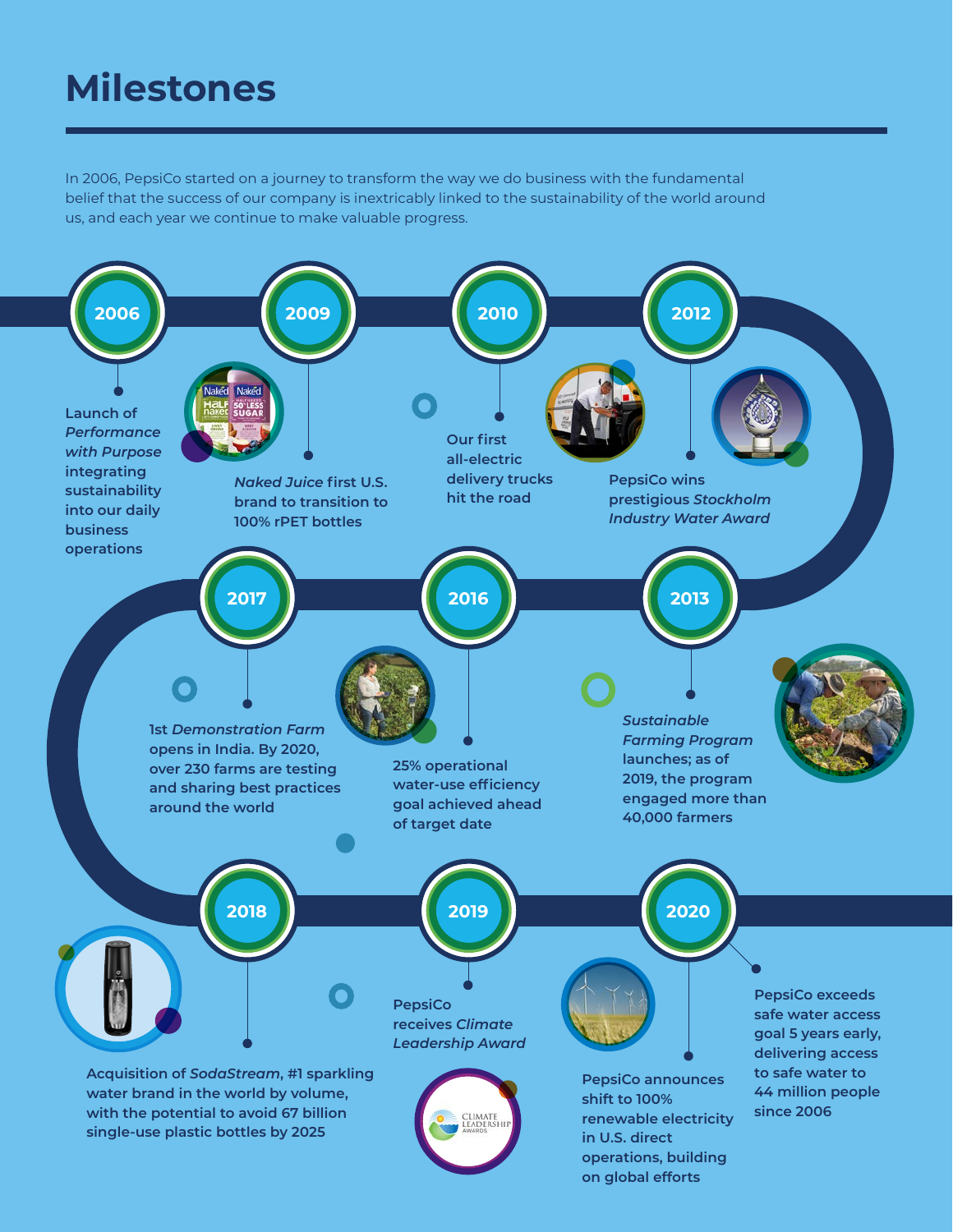# Milestones

In 2006, PepsiCo started on a journey to transform the way we do business with the fundamental belief that the success of our company is inextricably linked to the sustainability of the world around us, and each year we continue to make valuable progress.

**2006**

Launch of *Performance with Purpose* integrating sustainability into our daily business operations

**2009**

*Naked Juice* first U.S. brand to transition to 100% rPET bottles

**2010**

Our first all-electric delivery trucks hit the road

**2012**

PepsiCo wins prestigious *Stockholm Industry Water Award*

**2013**

*Sustainable Farming Program* launches; as of 2019, the program engaged more than 40,000 farmers

**2016**

25% operational water-use efficiency goal achieved ahead of target date

**2017**

1st *Demonstration Farm* opens in India. By 2020, over 230 farms are testing and sharing best practices around the world

**2018**

Acquisition of *SodaStream*, #1 sparkling water brand in the world by volume, with the potential to avoid 67 billion single-use plastic bottles by 2025

**2019**

PepsiCo receives *Climate Leadership Award*

**2020**

PepsiCo announces shift to 100% renewable electricity in U.S. direct operations, building on global efforts

PepsiCo exceeds safe water access goal 5 years early, delivering access to safe water to 44 million people since 2006